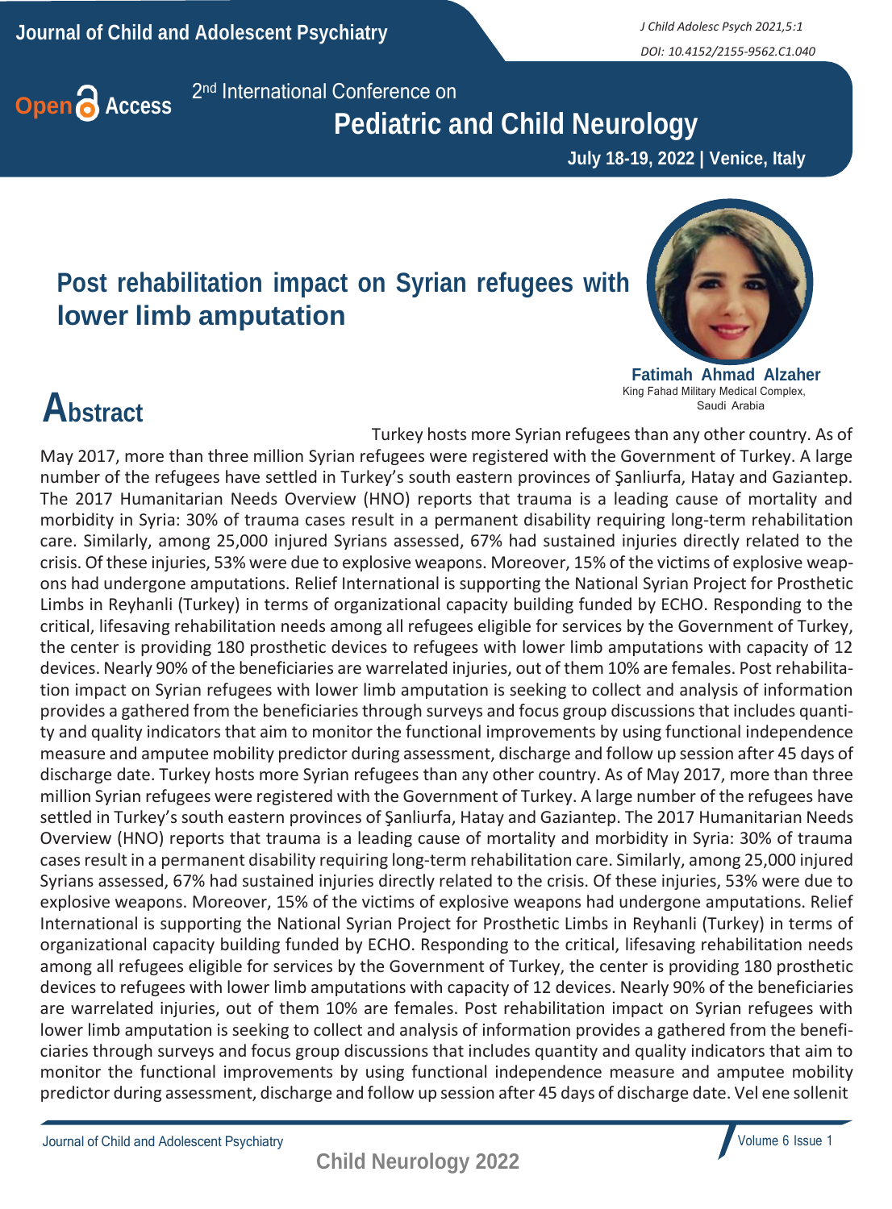# Post rehabilitation impact on Syrian refugees with lower limb amputation

**Fatimah Ahmad Alzaher**
King Fahad Military Medical Complex, Saudi Arabia

## Abstract

Turkey hosts more Syrian refugees than any other country. As of May 2017, more than three million Syrian refugees were registered with the Government of Turkey. A large number of the refugees have settled in Turkey's south eastern provinces of Şanliurfa, Hatay and Gaziantep. The 2017 Humanitarian Needs Overview (HNO) reports that trauma is a leading cause of mortality and morbidity in Syria: 30% of trauma cases result in a permanent disability requiring long-term rehabilitation care. Similarly, among 25,000 injured Syrians assessed, 67% had sustained injuries directly related to the crisis. Of these injuries, 53% were due to explosive weapons. Moreover, 15% of the victims of explosive weapons had undergone amputations. Relief International is supporting the National Syrian Project for Prosthetic Limbs in Reyhanli (Turkey) in terms of organizational capacity building funded by ECHO. Responding to the critical, lifesaving rehabilitation needs among all refugees eligible for services by the Government of Turkey, the center is providing 180 prosthetic devices to refugees with lower limb amputations with capacity of 12 devices. Nearly 90% of the beneficiaries are warrelated injuries, out of them 10% are females. Post rehabilitation impact on Syrian refugees with lower limb amputation is seeking to collect and analysis of information provides a gathered from the beneficiaries through surveys and focus group discussions that includes quantity and quality indicators that aim to monitor the functional improvements by using functional independence measure and amputee mobility predictor during assessment, discharge and follow up session after 45 days of discharge date. Turkey hosts more Syrian refugees than any other country. As of May 2017, more than three million Syrian refugees were registered with the Government of Turkey. A large number of the refugees have settled in Turkey's south eastern provinces of Şanliurfa, Hatay and Gaziantep. The 2017 Humanitarian Needs Overview (HNO) reports that trauma is a leading cause of mortality and morbidity in Syria: 30% of trauma cases result in a permanent disability requiring long-term rehabilitation care. Similarly, among 25,000 injured Syrians assessed, 67% had sustained injuries directly related to the crisis. Of these injuries, 53% were due to explosive weapons. Moreover, 15% of the victims of explosive weapons had undergone amputations. Relief International is supporting the National Syrian Project for Prosthetic Limbs in Reyhanli (Turkey) in terms of organizational capacity building funded by ECHO. Responding to the critical, lifesaving rehabilitation needs among all refugees eligible for services by the Government of Turkey, the center is providing 180 prosthetic devices to refugees with lower limb amputations with capacity of 12 devices. Nearly 90% of the beneficiaries are warrelated injuries, out of them 10% are females. Post rehabilitation impact on Syrian refugees with lower limb amputation is seeking to collect and analysis of information provides a gathered from the beneficiaries through surveys and focus group discussions that includes quantity and quality indicators that aim to monitor the functional improvements by using functional independence measure and amputee mobility predictor during assessment, discharge and follow up session after 45 days of discharge date. Vel ene sollenit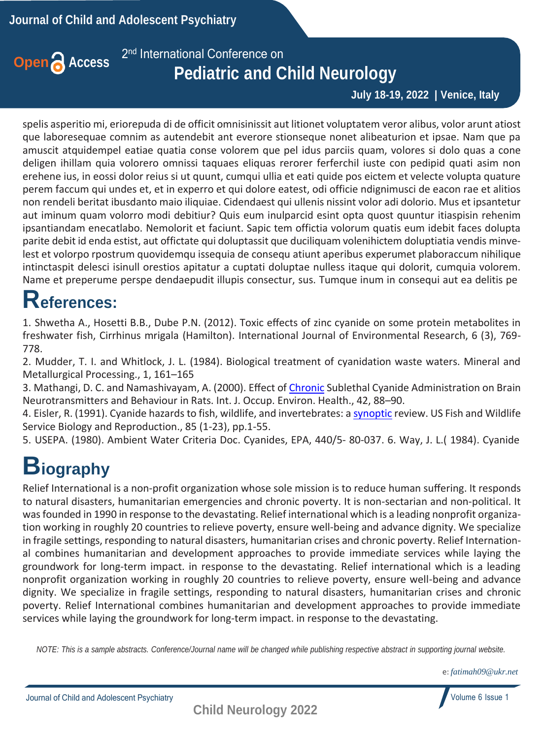spelis asperitio mi, eriorepuda di de officit omnisinissit aut litionet voluptatem veror alibus, volor arunt atiost que laboresequae comnim as autendebit ant everore stionseque nonet alibeaturion et ipsae. Nam que pa amuscit atquidempel eatiae quatia conse volorem que pel idus parciis quam, volores si dolo quas a cone deligen ihillam quia volorero omnissi taquaes eliquas rerorer ferferchil iuste con pedipid quati asim non erehene ius, in eossi dolor reius si ut quunt, cumqui ullia et eati quide pos eictem et velecte volupta quature perem faccum qui undes et, et in experro et qui dolore eatest, odi officie ndignimusci de eacon rae et alitios non rendeli beritat ibusdanto maio iliquiae. Cidendaest qui ullenis nissint volor adi dolorio. Mus et ipsantetur aut iminum quam volorro modi debitiur? Quis eum inulparcid esint opta quost quuntur itiaspisin rehenim ipsantiandam enecatlabo. Nemolorit et faciunt. Sapic tem offictia volorum quatis eum idebit faces dolupta parite debit id enda estist, aut offictate qui doluptassit que duciliquam volenihictem doluptiatia vendis minvelest et volorpo rpostrum quovidemqu issequia de consequ atiunt aperibus experumet plaboraccum nihilique intinctaspit delesci isinull orestios apitatur a cuptati doluptae nulless itaque qui dolorit, cumquia volorem. Name et preperume perspe dendaepudit illupis consectur, sus. Tumque inum in consequi aut ea delitis pe

# References:

1. Shwetha A., Hosetti B.B., Dube P.N. (2012). Toxic effects of zinc cyanide on some protein metabolites in freshwater fish, Cirrhinus mrigala (Hamilton). International Journal of Environmental Research, 6 (3), 769-778.
2. Mudder, T. I. and Whitlock, J. L. (1984). Biological treatment of cyanidation waste waters. Mineral and Metallurgical Processing., 1, 161–165
3. Mathangi, D. C. and Namashivayam, A. (2000). Effect of Chronic Sublethal Cyanide Administration on Brain Neurotransmitters and Behaviour in Rats. Int. J. Occup. Environ. Health., 42, 88–90.
4. Eisler, R. (1991). Cyanide hazards to fish, wildlife, and invertebrates: a synoptic review. US Fish and Wildlife Service Biology and Reproduction., 85 (1-23), pp.1-55.
5. USEPA. (1980). Ambient Water Criteria Doc. Cyanides, EPA, 440/5- 80-037. 6. Way, J. L.( 1984). Cyanide

# Biography

Relief International is a non-profit organization whose sole mission is to reduce human suffering. It responds to natural disasters, humanitarian emergencies and chronic poverty. It is non-sectarian and non-political. It was founded in 1990 in response to the devastating. Relief international which is a leading nonprofit organization working in roughly 20 countries to relieve poverty, ensure well-being and advance dignity. We specialize in fragile settings, responding to natural disasters, humanitarian crises and chronic poverty. Relief International combines humanitarian and development approaches to provide immediate services while laying the groundwork for long-term impact. in response to the devastating. Relief international which is a leading nonprofit organization working in roughly 20 countries to relieve poverty, ensure well-being and advance dignity. We specialize in fragile settings, responding to natural disasters, humanitarian crises and chronic poverty. Relief International combines humanitarian and development approaches to provide immediate services while laying the groundwork for long-term impact. in response to the devastating.

*NOTE: This is a sample abstracts. Conference/Journal name will be changed while publishing respective abstract in supporting journal website.*

e: *fatimah09@ukr.net*